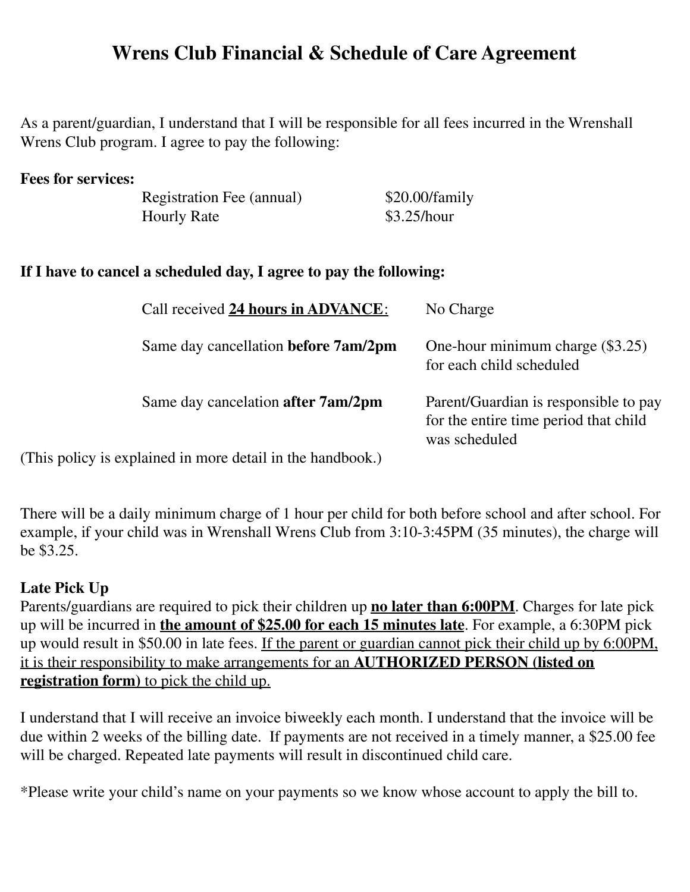# Wrens Club Financial & Schedule of Care Agreement

As a parent/guardian, I understand that I will be responsible for all fees incurred in the Wrenshall Wrens Club program. I agree to pay the following:

**Fees for services:**

| | |
|---|---|
| Registration Fee (annual) | $20.00/family |
| Hourly Rate | $3.25/hour |

**If I have to cancel a scheduled day, I agree to pay the following:**

| | |
|---|---|
| Call received **<u>24 hours in ADVANCE</u>**: | No Charge |
| Same day cancellation **before 7am/2pm** | One-hour minimum charge ($3.25) for each child scheduled |
| Same day cancelation **after 7am/2pm** | Parent/Guardian is responsible to pay for the entire time period that child was scheduled |

(This policy is explained in more detail in the handbook.)

There will be a daily minimum charge of 1 hour per child for both before school and after school. For example, if your child was in Wrenshall Wrens Club from 3:10-3:45PM (35 minutes), the charge will be $3.25.

**Late Pick Up**

Parents/guardians are required to pick their children up **<u>no later than 6:00PM</u>**. Charges for late pick up will be incurred in **<u>the amount of $25.00 for each 15 minutes late</u>**. For example, a 6:30PM pick up would result in $50.00 in late fees. <u>If the parent or guardian cannot pick their child up by 6:00PM, it is their responsibility to make arrangements for an **AUTHORIZED PERSON (listed on registration form)** to pick the child up.</u>

I understand that I will receive an invoice biweekly each month. I understand that the invoice will be due within 2 weeks of the billing date. If payments are not received in a timely manner, a $25.00 fee will be charged. Repeated late payments will result in discontinued child care.

*Please write your child's name on your payments so we know whose account to apply the bill to.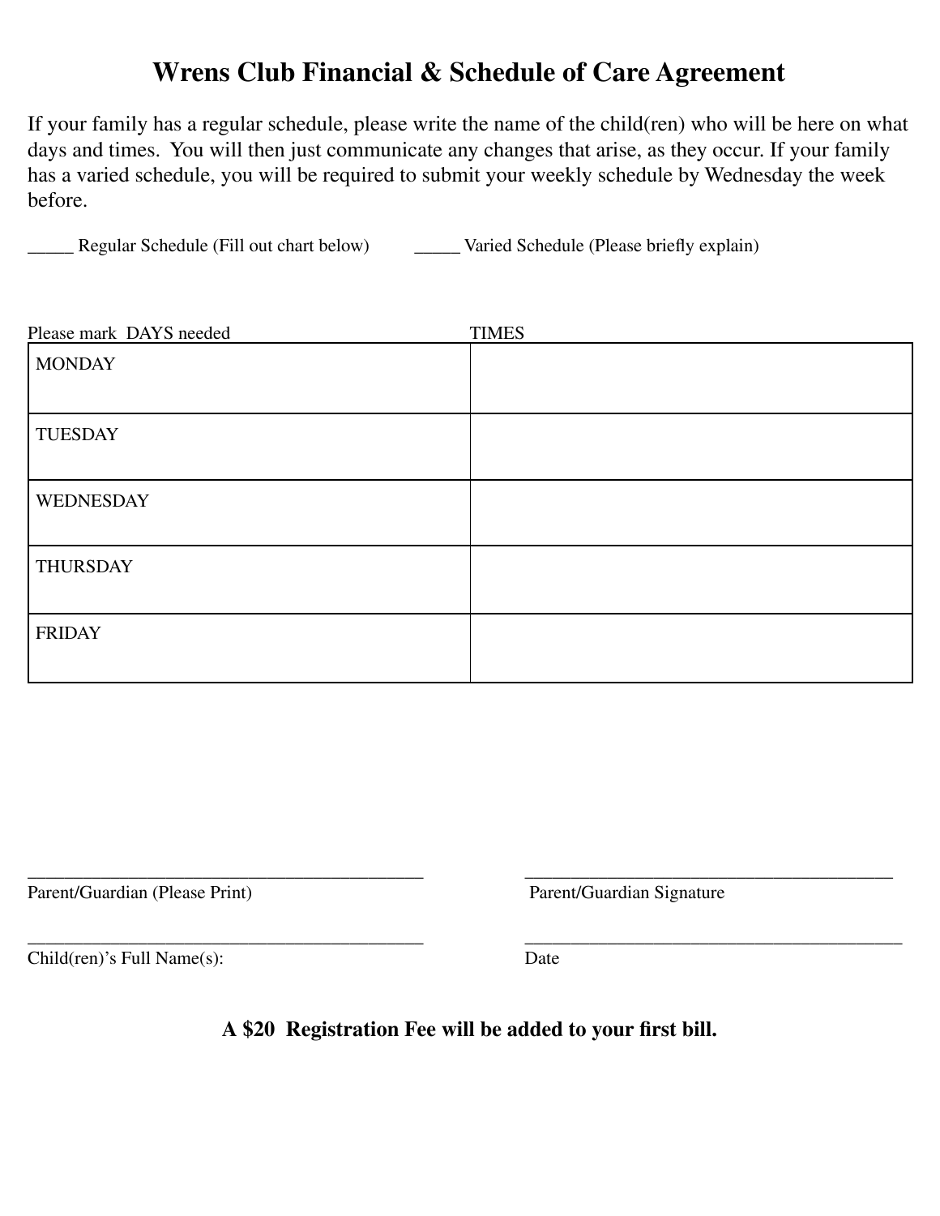# Wrens Club Financial & Schedule of Care Agreement

If your family has a regular schedule, please write the name of the child(ren) who will be here on what days and times. You will then just communicate any changes that arise, as they occur. If your family has a varied schedule, you will be required to submit your weekly schedule by Wednesday the week before.

_____ Regular Schedule (Fill out chart below) _____ Varied Schedule (Please briefly explain)

| Please mark DAYS needed | TIMES |
|---|---|
| MONDAY | |
| TUESDAY | |
| WEDNESDAY | |
| THURSDAY | |
| FRIDAY | |

____________________________________________ ____________________________________________

Parent/Guardian (Please Print) Parent/Guardian Signature

____________________________________________ ____________________________________________

Child(ren)'s Full Name(s): Date

**A $20 Registration Fee will be added to your first bill.**